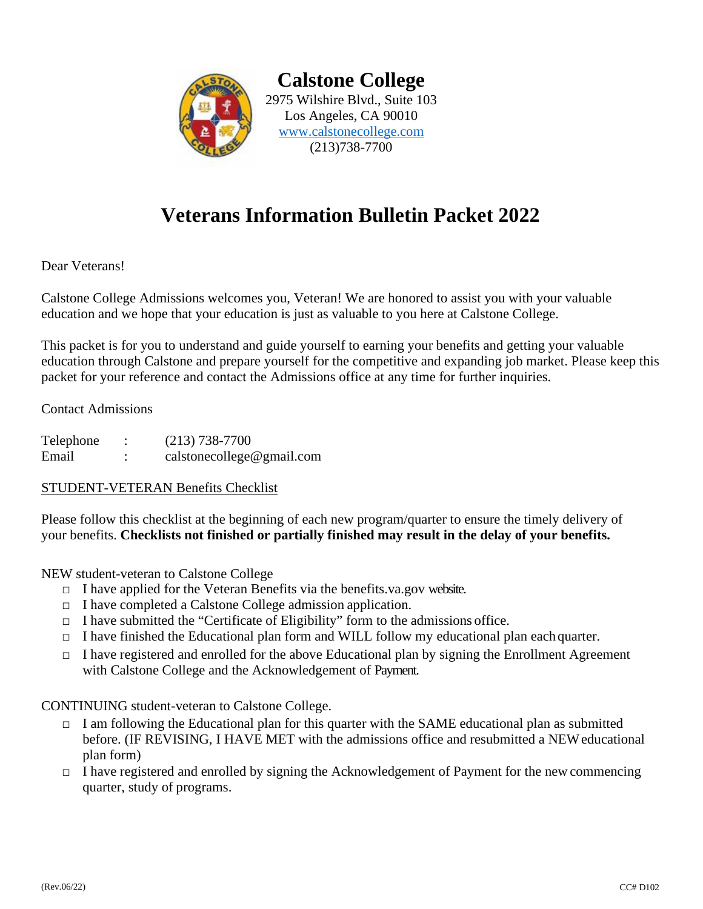# Calstone College

2975 Wilshire Blvd., Suite 103
Los Angeles, CA 90010
www.calstonecollege.com
(213)738-7700

## Veterans Information Bulletin Packet 2022

Dear Veterans!

Calstone College Admissions welcomes you, Veteran! We are honored to assist you with your valuable education and we hope that your education is just as valuable to you here at Calstone College.

This packet is for you to understand and guide yourself to earning your benefits and getting your valuable education through Calstone and prepare yourself for the competitive and expanding job market. Please keep this packet for your reference and contact the Admissions office at any time for further inquiries.

Contact Admissions

Telephone : (213) 738-7700
Email : calstonecollege@gmail.com

STUDENT-VETERAN Benefits Checklist

Please follow this checklist at the beginning of each new program/quarter to ensure the timely delivery of your benefits. **Checklists not finished or partially finished may result in the delay of your benefits.**

NEW student-veteran to Calstone College

- □ I have applied for the Veteran Benefits via the benefits.va.gov website.
- □ I have completed a Calstone College admission application.
- □ I have submitted the "Certificate of Eligibility" form to the admissions office.
- □ I have finished the Educational plan form and WILL follow my educational plan each quarter.
- □ I have registered and enrolled for the above Educational plan by signing the Enrollment Agreement with Calstone College and the Acknowledgement of Payment.

CONTINUING student-veteran to Calstone College.

- □ I am following the Educational plan for this quarter with the SAME educational plan as submitted before. (IF REVISING, I HAVE MET with the admissions office and resubmitted a NEW educational plan form)
- □ I have registered and enrolled by signing the Acknowledgement of Payment for the new commencing quarter, study of programs.

(Rev.06/22) CC# D102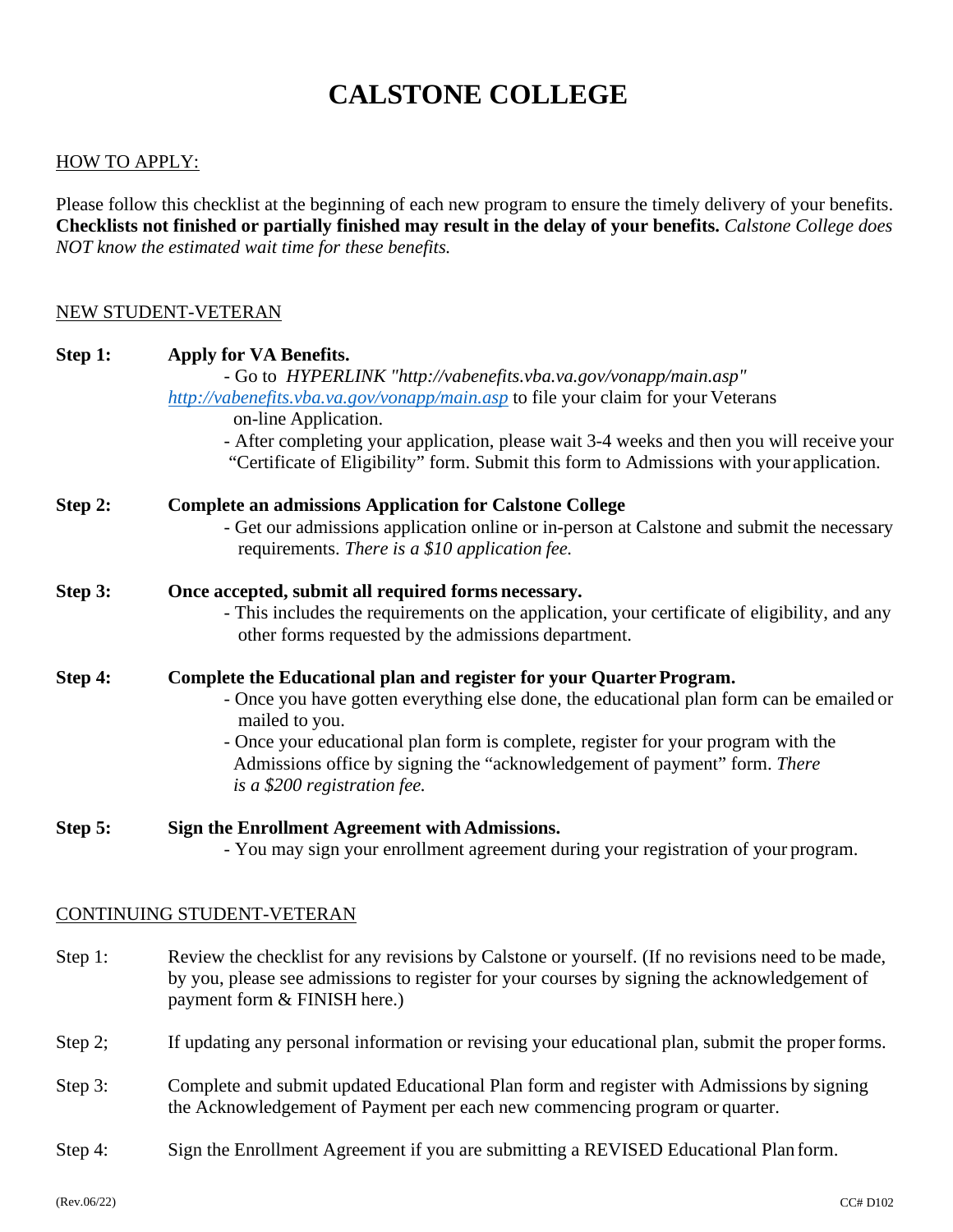# CALSTONE COLLEGE

HOW TO APPLY:

Please follow this checklist at the beginning of each new program to ensure the timely delivery of your benefits. **Checklists not finished or partially finished may result in the delay of your benefits.** *Calstone College does NOT know the estimated wait time for these benefits.*

NEW STUDENT-VETERAN

**Step 1:** **Apply for VA Benefits.**

- Go to *HYPERLINK "http://vabenefits.vba.va.gov/vonapp/main.asp"* [http://vabenefits.vba.va.gov/vonapp/main.asp](http://vabenefits.vba.va.gov/vonapp/main.asp) to file your claim for your Veterans on-line Application.
- After completing your application, please wait 3-4 weeks and then you will receive your "Certificate of Eligibility" form. Submit this form to Admissions with your application.

**Step 2:** **Complete an admissions Application for Calstone College**

- Get our admissions application online or in-person at Calstone and submit the necessary requirements. *There is a $10 application fee.*

**Step 3:** **Once accepted, submit all required forms necessary.**

- This includes the requirements on the application, your certificate of eligibility, and any other forms requested by the admissions department.

**Step 4:** **Complete the Educational plan and register for your Quarter Program.**

- Once you have gotten everything else done, the educational plan form can be emailed or mailed to you.
- Once your educational plan form is complete, register for your program with the Admissions office by signing the "acknowledgement of payment" form. *There is a $200 registration fee.*

**Step 5:** **Sign the Enrollment Agreement with Admissions.**

- You may sign your enrollment agreement during your registration of your program.

CONTINUING STUDENT-VETERAN

Step 1: Review the checklist for any revisions by Calstone or yourself. (If no revisions need to be made, by you, please see admissions to register for your courses by signing the acknowledgement of payment form & FINISH here.)

Step 2; If updating any personal information or revising your educational plan, submit the proper forms.

Step 3: Complete and submit updated Educational Plan form and register with Admissions by signing the Acknowledgement of Payment per each new commencing program or quarter.

Step 4: Sign the Enrollment Agreement if you are submitting a REVISED Educational Plan form.

(Rev.06/22) CC# D102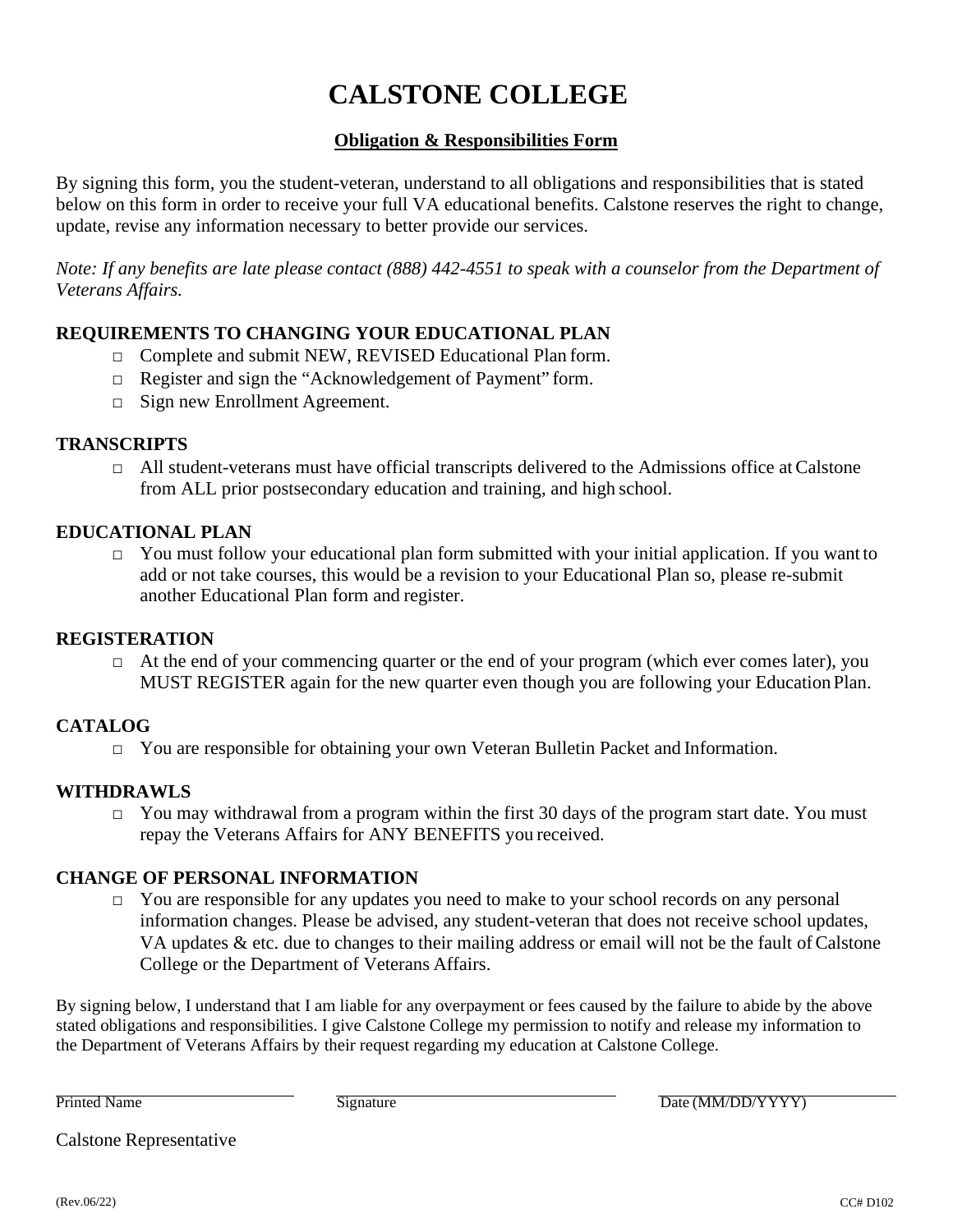# CALSTONE COLLEGE

**Obligation & Responsibilities Form**

By signing this form, you the student-veteran, understand to all obligations and responsibilities that is stated below on this form in order to receive your full VA educational benefits. Calstone reserves the right to change, update, revise any information necessary to better provide our services.

*Note: If any benefits are late please contact (888) 442-4551 to speak with a counselor from the Department of Veterans Affairs.*

**REQUIREMENTS TO CHANGING YOUR EDUCATIONAL PLAN**

- □ Complete and submit NEW, REVISED Educational Plan form.
- □ Register and sign the "Acknowledgement of Payment" form.
- □ Sign new Enrollment Agreement.

**TRANSCRIPTS**

- □ All student-veterans must have official transcripts delivered to the Admissions office at Calstone from ALL prior postsecondary education and training, and high school.

**EDUCATIONAL PLAN**

- □ You must follow your educational plan form submitted with your initial application. If you want to add or not take courses, this would be a revision to your Educational Plan so, please re-submit another Educational Plan form and register.

**REGISTERATION**

- □ At the end of your commencing quarter or the end of your program (which ever comes later), you MUST REGISTER again for the new quarter even though you are following your Education Plan.

**CATALOG**

- □ You are responsible for obtaining your own Veteran Bulletin Packet and Information.

**WITHDRAWLS**

- □ You may withdrawal from a program within the first 30 days of the program start date. You must repay the Veterans Affairs for ANY BENEFITS you received.

**CHANGE OF PERSONAL INFORMATION**

- □ You are responsible for any updates you need to make to your school records on any personal information changes. Please be advised, any student-veteran that does not receive school updates, VA updates & etc. due to changes to their mailing address or email will not be the fault of Calstone College or the Department of Veterans Affairs.

By signing below, I understand that I am liable for any overpayment or fees caused by the failure to abide by the above stated obligations and responsibilities. I give Calstone College my permission to notify and release my information to the Department of Veterans Affairs by their request regarding my education at Calstone College.

| Printed Name | Signature | Date (MM/DD/YYYY) |
|---|---|---|

Calstone Representative

(Rev.06/22) CC# D102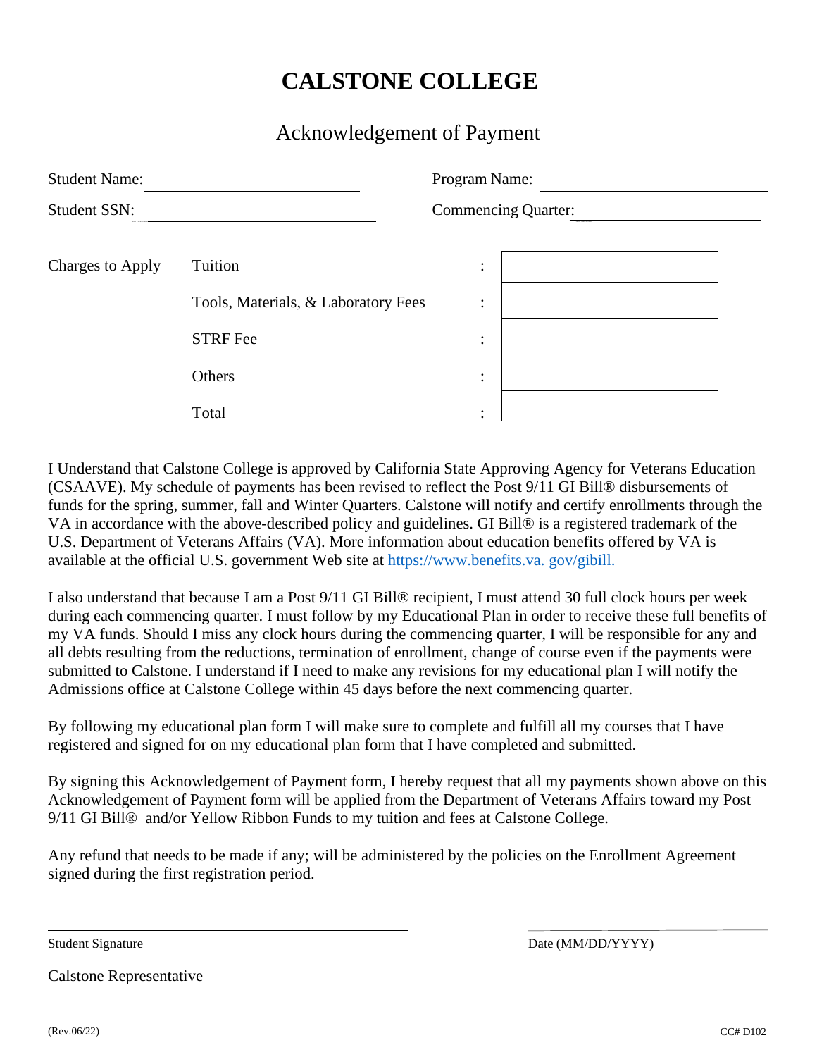# CALSTONE COLLEGE

## Acknowledgement of Payment

Student Name: ______________________ Program Name: ______________________

Student SSN: ______________________ Commencing Quarter: ______________________

| Charges to Apply | | | |
|---|---|---|---|
| | Tuition | : | |
| | Tools, Materials, & Laboratory Fees | : | |
| | STRF Fee | : | |
| | Others | : | |
| | Total | : | |

I Understand that Calstone College is approved by California State Approving Agency for Veterans Education (CSAAVE). My schedule of payments has been revised to reflect the Post 9/11 GI Bill® disbursements of funds for the spring, summer, fall and Winter Quarters. Calstone will notify and certify enrollments through the VA in accordance with the above-described policy and guidelines. GI Bill® is a registered trademark of the U.S. Department of Veterans Affairs (VA). More information about education benefits offered by VA is available at the official U.S. government Web site at https://www.benefits.va. gov/gibill.

I also understand that because I am a Post 9/11 GI Bill® recipient, I must attend 30 full clock hours per week during each commencing quarter. I must follow by my Educational Plan in order to receive these full benefits of my VA funds. Should I miss any clock hours during the commencing quarter, I will be responsible for any and all debts resulting from the reductions, termination of enrollment, change of course even if the payments were submitted to Calstone. I understand if I need to make any revisions for my educational plan I will notify the Admissions office at Calstone College within 45 days before the next commencing quarter.

By following my educational plan form I will make sure to complete and fulfill all my courses that I have registered and signed for on my educational plan form that I have completed and submitted.

By signing this Acknowledgement of Payment form, I hereby request that all my payments shown above on this Acknowledgement of Payment form will be applied from the Department of Veterans Affairs toward my Post 9/11 GI Bill® and/or Yellow Ribbon Funds to my tuition and fees at Calstone College.

Any refund that needs to be made if any; will be administered by the policies on the Enrollment Agreement signed during the first registration period.

______________________________ ______________________

Student Signature Date (MM/DD/YYYY)

Calstone Representative

(Rev.06/22) CC# D102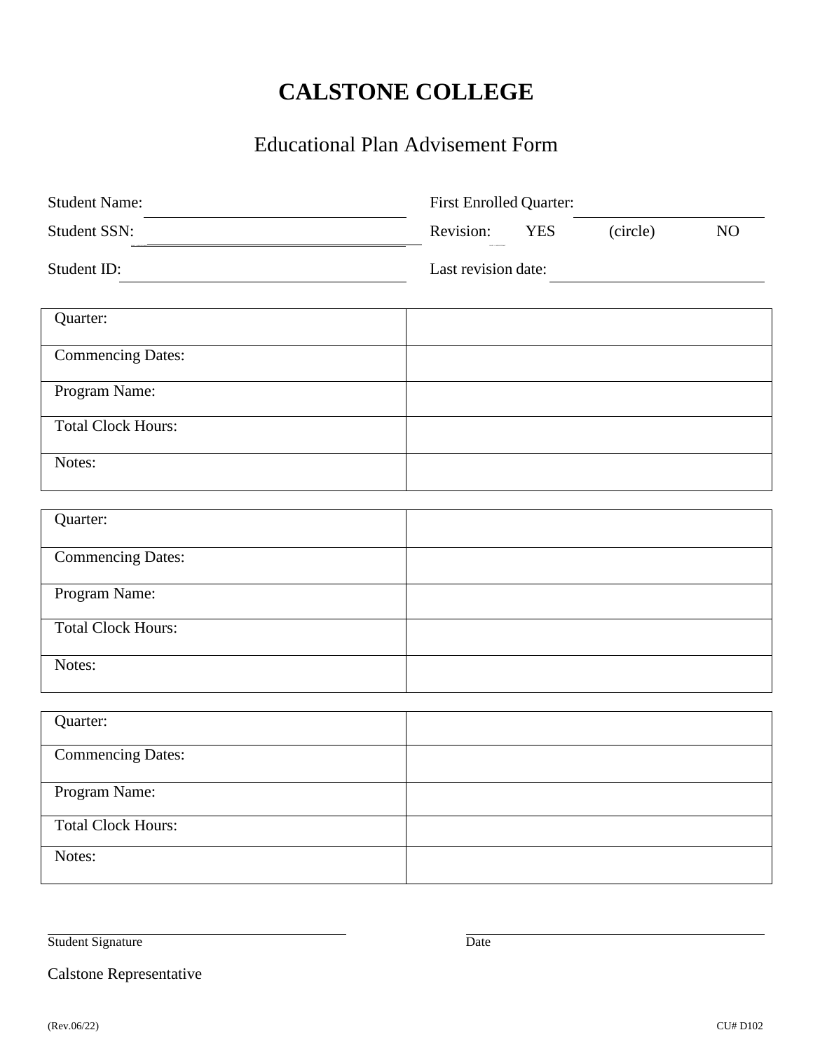# CALSTONE COLLEGE

## Educational Plan Advisement Form

Student Name: ______________________ First Enrolled Quarter: ______________________

Student SSN: ______________________ Revision: YES (circle) NO

Student ID: ______________________ Last revision date: ______________________

| | |
|---|---|
| Quarter: | |
| Commencing Dates: | |
| Program Name: | |
| Total Clock Hours: | |
| Notes: | |

| | |
|---|---|
| Quarter: | |
| Commencing Dates: | |
| Program Name: | |
| Total Clock Hours: | |
| Notes: | |

| | |
|---|---|
| Quarter: | |
| Commencing Dates: | |
| Program Name: | |
| Total Clock Hours: | |
| Notes: | |

______________________ ______________________

Student Signature Date

Calstone Representative

(Rev.06/22) CU# D102